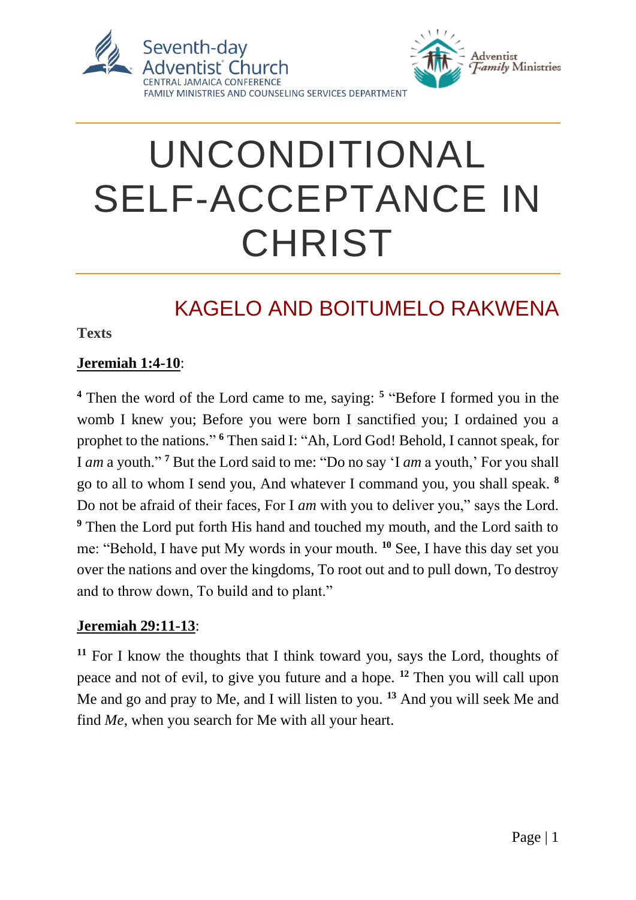Seventh-day Adventist Church
CENTRAL JAMAICA CONFERENCE
FAMILY MINISTRIES AND COUNSELING SERVICES DEPARTMENT

Adventist Family Ministries

# UNCONDITIONAL SELF-ACCEPTANCE IN CHRIST

## KAGELO AND BOITUMELO RAKWENA

**Texts**

**Jeremiah 1:4-10**:

[4] Then the word of the Lord came to me, saying: [5] "Before I formed you in the womb I knew you; Before you were born I sanctified you; I ordained you a prophet to the nations." [6] Then said I: "Ah, Lord God! Behold, I cannot speak, for I *am* a youth." [7] But the Lord said to me: "Do no say 'I *am* a youth,' For you shall go to all to whom I send you, And whatever I command you, you shall speak. [8] Do not be afraid of their faces, For I *am* with you to deliver you," says the Lord. [9] Then the Lord put forth His hand and touched my mouth, and the Lord saith to me: "Behold, I have put My words in your mouth. [10] See, I have this day set you over the nations and over the kingdoms, To root out and to pull down, To destroy and to throw down, To build and to plant."

**Jeremiah 29:11-13**:

[11] For I know the thoughts that I think toward you, says the Lord, thoughts of peace and not of evil, to give you future and a hope. [12] Then you will call upon Me and go and pray to Me, and I will listen to you. [13] And you will seek Me and find *Me*, when you search for Me with all your heart.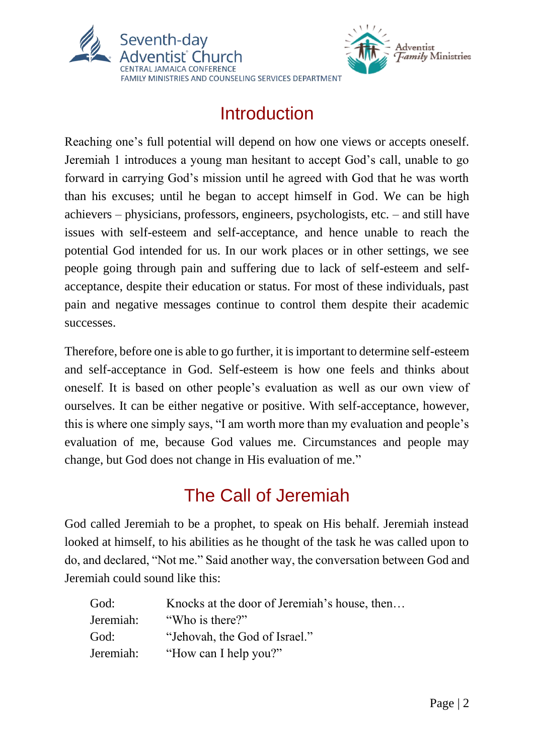# Introduction

Reaching one's full potential will depend on how one views or accepts oneself. Jeremiah 1 introduces a young man hesitant to accept God's call, unable to go forward in carrying God's mission until he agreed with God that he was worth than his excuses; until he began to accept himself in God. We can be high achievers – physicians, professors, engineers, psychologists, etc. – and still have issues with self-esteem and self-acceptance, and hence unable to reach the potential God intended for us. In our work places or in other settings, we see people going through pain and suffering due to lack of self-esteem and self-acceptance, despite their education or status. For most of these individuals, past pain and negative messages continue to control them despite their academic successes.

Therefore, before one is able to go further, it is important to determine self-esteem and self-acceptance in God. Self-esteem is how one feels and thinks about oneself. It is based on other people's evaluation as well as our own view of ourselves. It can be either negative or positive. With self-acceptance, however, this is where one simply says, "I am worth more than my evaluation and people's evaluation of me, because God values me. Circumstances and people may change, but God does not change in His evaluation of me."

# The Call of Jeremiah

God called Jeremiah to be a prophet, to speak on His behalf. Jeremiah instead looked at himself, to his abilities as he thought of the task he was called upon to do, and declared, "Not me." Said another way, the conversation between God and Jeremiah could sound like this:

God: Knocks at the door of Jeremiah's house, then…
Jeremiah: "Who is there?"
God: "Jehovah, the God of Israel."
Jeremiah: "How can I help you?"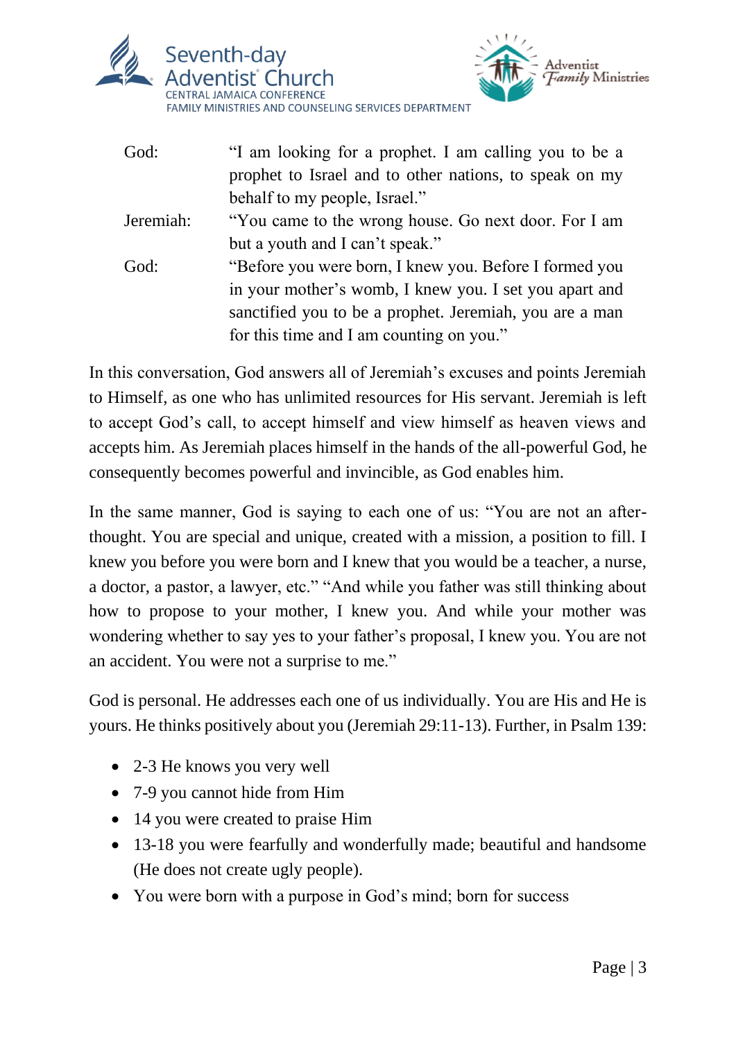God: "I am looking for a prophet. I am calling you to be a prophet to Israel and to other nations, to speak on my behalf to my people, Israel."

Jeremiah: "You came to the wrong house. Go next door. For I am but a youth and I can't speak."

God: "Before you were born, I knew you. Before I formed you in your mother's womb, I knew you. I set you apart and sanctified you to be a prophet. Jeremiah, you are a man for this time and I am counting on you."

In this conversation, God answers all of Jeremiah's excuses and points Jeremiah to Himself, as one who has unlimited resources for His servant. Jeremiah is left to accept God's call, to accept himself and view himself as heaven views and accepts him. As Jeremiah places himself in the hands of the all-powerful God, he consequently becomes powerful and invincible, as God enables him.

In the same manner, God is saying to each one of us: "You are not an after-thought. You are special and unique, created with a mission, a position to fill. I knew you before you were born and I knew that you would be a teacher, a nurse, a doctor, a pastor, a lawyer, etc." "And while you father was still thinking about how to propose to your mother, I knew you. And while your mother was wondering whether to say yes to your father's proposal, I knew you. You are not an accident. You were not a surprise to me."

God is personal. He addresses each one of us individually. You are His and He is yours. He thinks positively about you (Jeremiah 29:11-13). Further, in Psalm 139:

- 2-3 He knows you very well
- 7-9 you cannot hide from Him
- 14 you were created to praise Him
- 13-18 you were fearfully and wonderfully made; beautiful and handsome (He does not create ugly people).
- You were born with a purpose in God's mind; born for success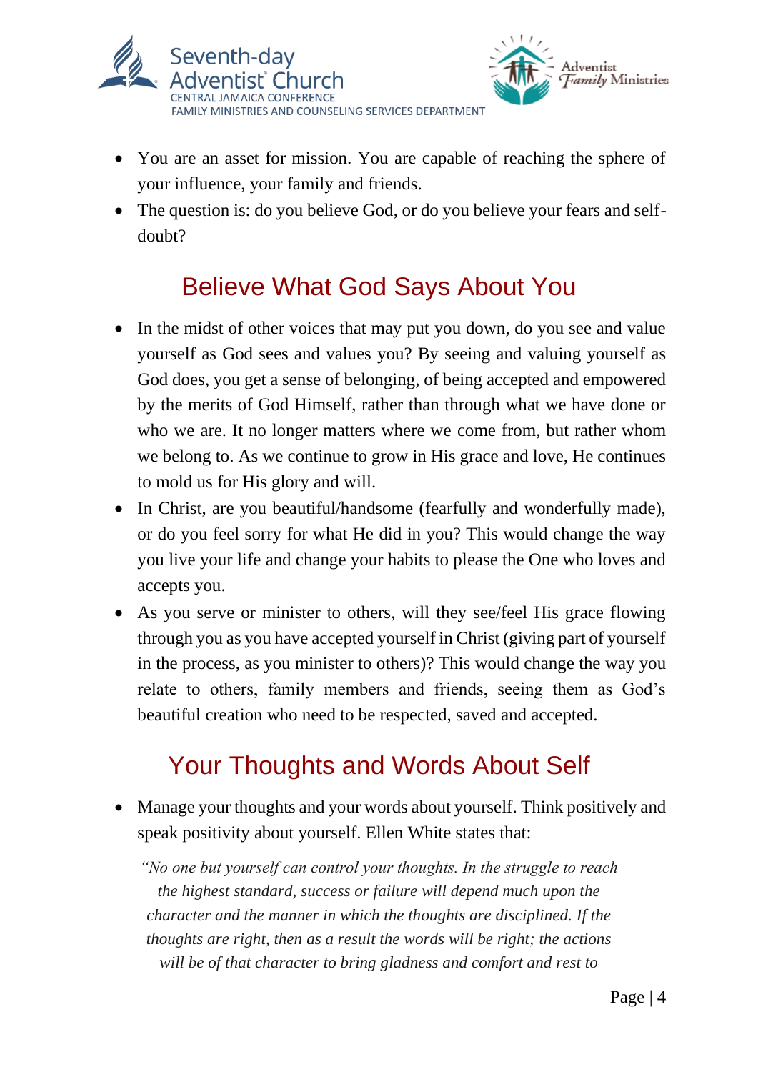- You are an asset for mission. You are capable of reaching the sphere of your influence, your family and friends.
- The question is: do you believe God, or do you believe your fears and self-doubt?

## Believe What God Says About You

- In the midst of other voices that may put you down, do you see and value yourself as God sees and values you? By seeing and valuing yourself as God does, you get a sense of belonging, of being accepted and empowered by the merits of God Himself, rather than through what we have done or who we are. It no longer matters where we come from, but rather whom we belong to. As we continue to grow in His grace and love, He continues to mold us for His glory and will.
- In Christ, are you beautiful/handsome (fearfully and wonderfully made), or do you feel sorry for what He did in you? This would change the way you live your life and change your habits to please the One who loves and accepts you.
- As you serve or minister to others, will they see/feel His grace flowing through you as you have accepted yourself in Christ (giving part of yourself in the process, as you minister to others)? This would change the way you relate to others, family members and friends, seeing them as God's beautiful creation who need to be respected, saved and accepted.

## Your Thoughts and Words About Self

- Manage your thoughts and your words about yourself. Think positively and speak positivity about yourself. Ellen White states that:

*"No one but yourself can control your thoughts. In the struggle to reach the highest standard, success or failure will depend much upon the character and the manner in which the thoughts are disciplined. If the thoughts are right, then as a result the words will be right; the actions will be of that character to bring gladness and comfort and rest to*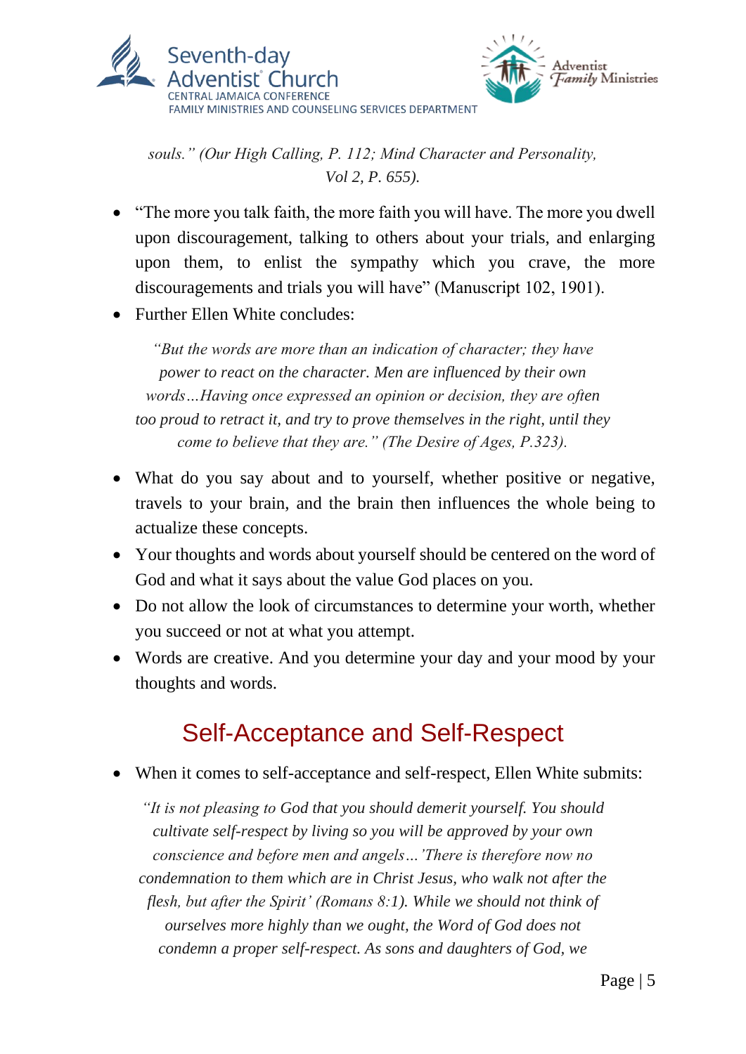*souls." (Our High Calling, P. 112; Mind Character and Personality, Vol 2, P. 655).*

- "The more you talk faith, the more faith you will have. The more you dwell upon discouragement, talking to others about your trials, and enlarging upon them, to enlist the sympathy which you crave, the more discouragements and trials you will have" (Manuscript 102, 1901).
- Further Ellen White concludes:

> *"But the words are more than an indication of character; they have power to react on the character. Men are influenced by their own words…Having once expressed an opinion or decision, they are often too proud to retract it, and try to prove themselves in the right, until they come to believe that they are." (The Desire of Ages, P.323).*

- What do you say about and to yourself, whether positive or negative, travels to your brain, and the brain then influences the whole being to actualize these concepts.
- Your thoughts and words about yourself should be centered on the word of God and what it says about the value God places on you.
- Do not allow the look of circumstances to determine your worth, whether you succeed or not at what you attempt.
- Words are creative. And you determine your day and your mood by your thoughts and words.

## Self-Acceptance and Self-Respect

- When it comes to self-acceptance and self-respect, Ellen White submits:

> *"It is not pleasing to God that you should demerit yourself. You should cultivate self-respect by living so you will be approved by your own conscience and before men and angels…'There is therefore now no condemnation to them which are in Christ Jesus, who walk not after the flesh, but after the Spirit' (Romans 8:1). While we should not think of ourselves more highly than we ought, the Word of God does not condemn a proper self-respect. As sons and daughters of God, we*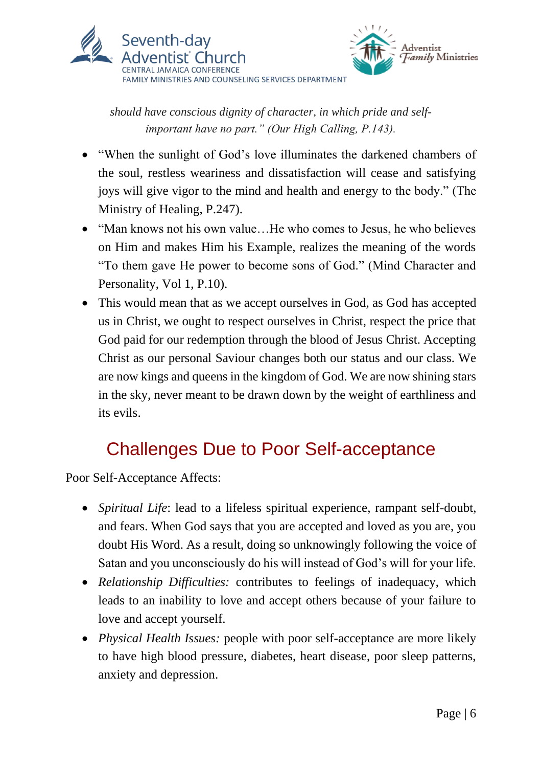*should have conscious dignity of character, in which pride and self-important have no part." (Our High Calling, P.143).*

- "When the sunlight of God's love illuminates the darkened chambers of the soul, restless weariness and dissatisfaction will cease and satisfying joys will give vigor to the mind and health and energy to the body." (The Ministry of Healing, P.247).
- "Man knows not his own value…He who comes to Jesus, he who believes on Him and makes Him his Example, realizes the meaning of the words "To them gave He power to become sons of God." (Mind Character and Personality, Vol 1, P.10).
- This would mean that as we accept ourselves in God, as God has accepted us in Christ, we ought to respect ourselves in Christ, respect the price that God paid for our redemption through the blood of Jesus Christ. Accepting Christ as our personal Saviour changes both our status and our class. We are now kings and queens in the kingdom of God. We are now shining stars in the sky, never meant to be drawn down by the weight of earthliness and its evils.

## Challenges Due to Poor Self-acceptance

Poor Self-Acceptance Affects:

- *Spiritual Life*: lead to a lifeless spiritual experience, rampant self-doubt, and fears. When God says that you are accepted and loved as you are, you doubt His Word. As a result, doing so unknowingly following the voice of Satan and you unconsciously do his will instead of God's will for your life.
- *Relationship Difficulties:* contributes to feelings of inadequacy, which leads to an inability to love and accept others because of your failure to love and accept yourself.
- *Physical Health Issues:* people with poor self-acceptance are more likely to have high blood pressure, diabetes, heart disease, poor sleep patterns, anxiety and depression.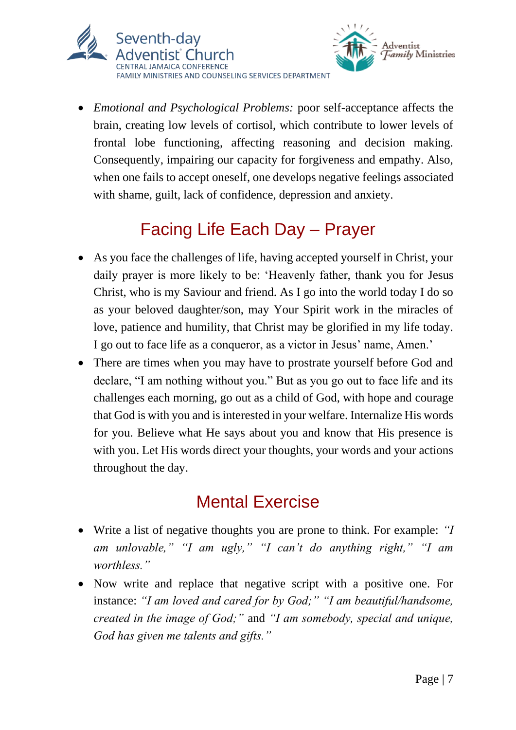- *Emotional and Psychological Problems:* poor self-acceptance affects the brain, creating low levels of cortisol, which contribute to lower levels of frontal lobe functioning, affecting reasoning and decision making. Consequently, impairing our capacity for forgiveness and empathy. Also, when one fails to accept oneself, one develops negative feelings associated with shame, guilt, lack of confidence, depression and anxiety.

## Facing Life Each Day – Prayer

- As you face the challenges of life, having accepted yourself in Christ, your daily prayer is more likely to be: 'Heavenly father, thank you for Jesus Christ, who is my Saviour and friend. As I go into the world today I do so as your beloved daughter/son, may Your Spirit work in the miracles of love, patience and humility, that Christ may be glorified in my life today. I go out to face life as a conqueror, as a victor in Jesus' name, Amen.'
- There are times when you may have to prostrate yourself before God and declare, "I am nothing without you." But as you go out to face life and its challenges each morning, go out as a child of God, with hope and courage that God is with you and is interested in your welfare. Internalize His words for you. Believe what He says about you and know that His presence is with you. Let His words direct your thoughts, your words and your actions throughout the day.

## Mental Exercise

- Write a list of negative thoughts you are prone to think. For example: *"I am unlovable," "I am ugly," "I can't do anything right," "I am worthless."*
- Now write and replace that negative script with a positive one. For instance: *"I am loved and cared for by God;" "I am beautiful/handsome, created in the image of God;"* and *"I am somebody, special and unique, God has given me talents and gifts."*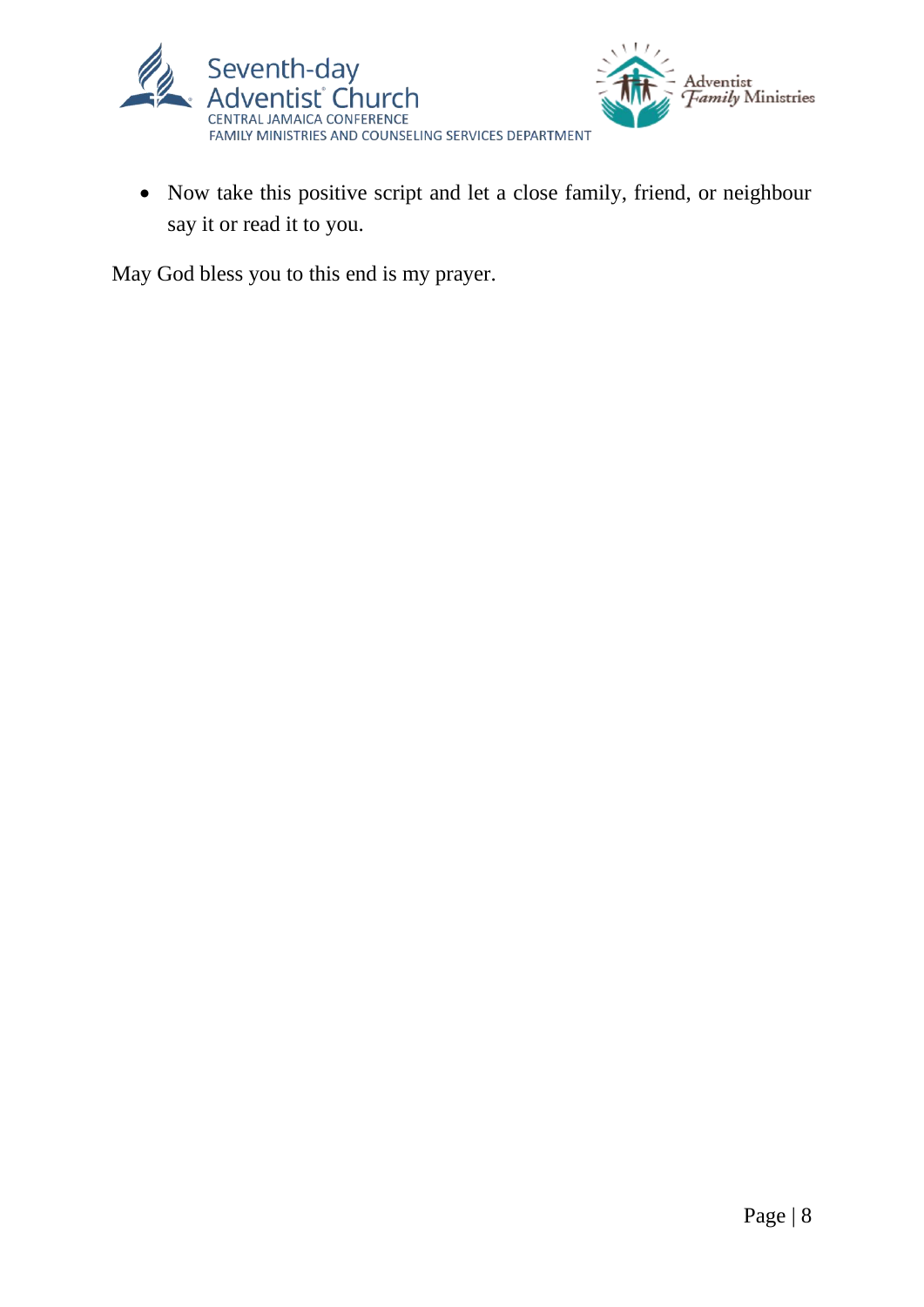- Now take this positive script and let a close family, friend, or neighbour say it or read it to you.

May God bless you to this end is my prayer.